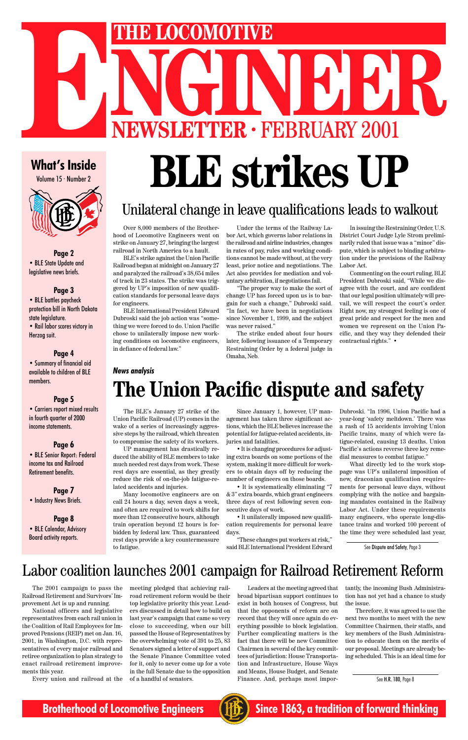# THE LOCOMOTIVE ENGINEER

## NEWSLETTER · FEBRUARY 2001

### What's Inside

Volume 15 · Number 2

**Page 2**
- BLE State Update and legislative news briefs.

**Page 3**
- BLE battles paycheck protection bill in North Dakota state legislature.
- Rail labor scores victory in Herzog suit.

**Page 4**
- Summary of financial aid available to children of BLE members.

**Page 5**
- Carriers report mixed results in fourth quarter of 2000 income statements.

**Page 6**
- BLE Senior Report: Federal income tax and Railroad Retirement benefits.

**Page 7**
- Industry News Briefs.

**Page 8**
- BLE Calendar, Advisory Board activity reports.

# BLE strikes UP

## Unilateral change in leave qualifications leads to walkout

Over 8,000 members of the Brotherhood of Locomotive Engineers went on strike on January 27, bringing the largest railroad in North America to a hault.

BLE's strike against the Union Pacific Railroad began at midnight on January 27 and paralyzed the railroad's 38,654 miles of track in 23 states. The strike was triggered by UP's imposition of new qualification standards for personal leave days for engineers.

BLE International President Edward Dubroski said the job action was "something we were forced to do. Union Pacific chose to unilaterally impose new working conditions on locomotive engineers, in defiance of federal law."

Under the terms of the Railway Labor Act, which governs labor relations in the railroad and airline industries, changes in rates of pay, rules and working conditions cannot be made without, at the very least, prior notice and negotiations. The Act also provides for mediation and voluntary arbitration, if negotiations fail.

"The proper way to make the sort of change UP has forced upon us is to bargain for such a change," Dubroski said. "In fact, we have been in negotiations since November 1, 1999, and the subject was never raised."

The strike ended about four hours later, following issuance of a Temporary Restraining Order by a federal judge in Omaha, Neb.

In issuing the Restraining Order, U.S. District Court Judge Lyle Strom preliminarily ruled that issue was a "minor" dispute, which is subject to binding arbitration under the provisions of the Railway Labor Act.

Commenting on the court ruling, BLE President Dubroski said, "While we disagree with the court, and are confident that our legal position ultimately will prevail, we will respect the court's order. Right now, my strongest feeling is one of great pride and respect for the men and women we represent on the Union Pacific, and they way they defended their contractual rights." •

*News analysis*

# The Union Pacific dispute and safety

The BLE's January 27 strike of the Union Pacific Railroad (UP) comes in the wake of a series of increasingly aggressive steps by the railroad, which threaten to compromise the safety of its workers.

UP management has drastically reduced the ability of BLE members to take much needed rest days from work. These rest days are essential, as they greatly reduce the risk of on-the-job fatigue-related accidents and injuries.

Many locomotive engineers are on call 24 hours a day, seven days a week, and often are required to work shifts for more than 12 consecutive hours, although train operation beyond 12 hours is forbidden by federal law. Thus, guaranteed rest days provide a key countermeasure to fatigue.

Since January 1, however, UP management has taken three significant actions, which the BLE believes increase the potential for fatigue-related accidents, injuries and fatalities.

- It is changing procedures for adjusting extra boards on some portions of the system, making it more difficult for workers to obtain days off by reducing the number of engineers on those boards.
- It is systematically eliminating "7 & 3" extra boards, which grant engineers three days of rest following seven consecutive days of work.
- It unilaterally imposed new qualification requirements for personal leave days.

"These changes put workers at risk," said BLE International President Edward Dubroski. "In 1996, Union Pacific had a year-long 'safety meltdown.' There was a rash of 15 accidents involving Union Pacific trains, many of which were fatigue-related, causing 13 deaths. Union Pacific's actions reverse three key remedial measures to combat fatigue."

What directly led to the work stoppage was UP's unilateral imposition of new, draconian qualification requirements for personal leave days, without complying with the notice and bargaining mandates contained in the Railway Labor Act. Under these requirements many engineers, who operate long-distance trains and worked 100 percent of the time they were scheduled last year,

See Dispute and Safety, Page 3

## Labor coalition launches 2001 campaign for Railroad Retirement Reform

The 2001 campaign to pass the Railroad Retirement and Survivors' Improvement Act is up and running.

National officers and legislative representatives from each rail union in the Coalition of Rail Employees for Improved Pensions (REIP) met on Jan. 16, 2001, in Washington, D.C. with representatives of every major railroad and retiree organization to plan strategy to enact railroad retirement improvements this year.

Every union and railroad at the meeting pledged that achieving railroad retirement reform would be their top legislative priority this year. Leaders discussed in detail how to build on last year's campaign that came so very close to succeeding, when our bill passed the House of Representatives by the overwhelming vote of 391 to 25, 83 Senators signed a letter of support and the Senate Finance Committee voted for it, only to never come up for a vote in the full Senate due to the opposition of a handful of senators.

Leaders at the meeting agreed that broad bipartisan support continues to exist in both houses of Congress, but that the opponents of reform are on record that they will once again do everything possible to block legislation. Further complicating matters is the fact that there will be new Committee Chairmen in several of the key committees of jurisdiction: House Transportation and Infrastructure, House Ways and Means, House Budget, and Senate Finance. And, perhaps most importantly, the incoming Bush Administration has not yet had a chance to study the issue.

Therefore, it was agreed to use the next two months to meet with the new Committee Chairmen, their staffs, and key members of the Bush Administration to educate them on the merits of our proposal. Meetings are already being scheduled. This is an ideal time for

See H.R. 180, Page 8

**Brotherhood of Locomotive Engineers** · **Since 1863, a tradition of forward thinking**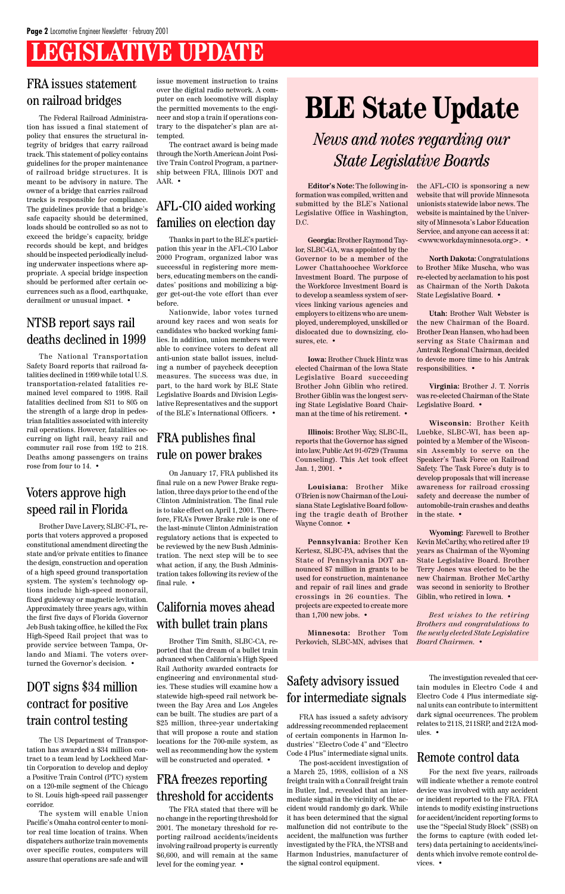# LEGISLATIVE UPDATE

## FRA issues statement on railroad bridges

The Federal Railroad Administration has issued a final statement of policy that ensures the structural integrity of bridges that carry railroad track. This statement of policy contains guidelines for the proper maintenance of railroad bridge structures. It is meant to be advisory in nature. The owner of a bridge that carries railroad tracks is responsible for compliance. The guidelines provide that a bridge's safe capacity should be determined, loads should be controlled so as not to exceed the bridge's capacity, bridge records should be kept, and bridges should be inspected periodically including underwater inspections where appropriate. A special bridge inspection should be performed after certain occurrences such as a flood, earthquake, derailment or unusual impact. •

## NTSB report says rail deaths declined in 1999

The National Transportation Safety Board reports that railroad fatalities declined in 1999 while total U.S. transportation-related fatalities remained level compared to 1998. Rail fatalities declined from 831 to 805 on the strength of a large drop in pedestrian fatalities associated with intercity rail operations. However, fatalities occurring on light rail, heavy rail and commuter rail rose from 192 to 218. Deaths among passengers on trains rose from four to 14. •

## Voters approve high speed rail in Florida

Brother Dave Lavery, SLBC-FL, reports that voters approved a proposed constitutional amendment directing the state and/or private entities to finance the design, construction and operation of a high speed ground transportation system. The system's technology options include high-speed monorail, fixed guideway or magnetic levitation. Approximately three years ago, within the first five days of Florida Governor Jeb Bush taking office, he killed the Fox High-Speed Rail project that was to provide service between Tampa, Orlando and Miami. The voters overturned the Governor's decision. •

## DOT signs $34 million contract for positive train control testing

The US Department of Transportation has awarded a $34 million contract to a team lead by Lockheed Martin Corporation to develop and deploy a Positive Train Control (PTC) system on a 120-mile segment of the Chicago to St. Louis high-speed rail passenger corridor.

The system will enable Union Pacific's Omaha control center to monitor real time location of trains. When dispatchers authorize train movements over specific routes, computers will assure that operations are safe and will issue movement instruction to trains over the digital radio network. A computer on each locomotive will display the permitted movements to the engineer and stop a train if operations contrary to the dispatcher's plan are attempted.

The contract award is being made through the North American Joint Positive Train Control Program, a partnership between FRA, Illinois DOT and AAR. •

## AFL-CIO aided working families on election day

Thanks in part to the BLE's participation this year in the AFL-CIO Labor 2000 Program, organized labor was successful in registering more members, educating members on the candidates' positions and mobilizing a bigger get-out-the vote effort than ever before.

Nationwide, labor votes turned around key races and won seats for candidates who backed working families. In addition, union members were able to convince voters to defeat all anti-union state ballot issues, including a number of paycheck deception measures. The success was due, in part, to the hard work by BLE State Legislative Boards and Division Legislative Representatives and the support of the BLE's International Officers. •

## FRA publishes final rule on power brakes

On January 17, FRA published its final rule on a new Power Brake regulation, three days prior to the end of the Clinton Administration. The final rule is to take effect on April 1, 2001. Therefore, FRA's Power Brake rule is one of the last-minute Clinton Administration regulatory actions that is expected to be reviewed by the new Bush Administration. The next step will be to see what action, if any, the Bush Administration takes following its review of the final rule. •

## California moves ahead with bullet train plans

Brother Tim Smith, SLBC-CA, reported that the dream of a bullet train advanced when California's High Speed Rail Authority awarded contracts for engineering and environmental studies. These studies will examine how a statewide high-speed rail network between the Bay Area and Los Angeles can be built. The studies are part of a $25 million, three-year undertaking that will propose a route and station locations for the 700-mile system, as well as recommending how the system will be constructed and operated. •

## FRA freezes reporting threshold for accidents

The FRA stated that there will be no change in the reporting threshold for 2001. The monetary threshold for reporting railroad accidents/incidents involving railroad property is currently $6,600, and will remain at the same level for the coming year. •

# BLE State Update

*News and notes regarding our State Legislative Boards*

**Editor's Note:** The following information was compiled, written and submitted by the BLE's National Legislative Office in Washington, D.C.

**Georgia:** Brother Raymond Taylor, SLBC-GA, was appointed by the Governor to be a member of the Lower Chattahoochee Workforce Investment Board. The purpose of the Workforce Investment Board is to develop a seamless system of services linking various agencies and employers to citizens who are unemployed, underemployed, unskilled or dislocated due to downsizing, closures, etc. •

**Iowa:** Brother Chuck Hintz was elected Chairman of the Iowa State Legislative Board succeeding Brother John Giblin who retired. Brother Giblin was the longest serving State Legislative Board Chairman at the time of his retirement. •

**Illinois:** Brother Way, SLBC-IL, reports that the Governor has signed into law, Public Act 91-0729 (Trauma Counseling). This Act took effect Jan. 1, 2001. •

**Louisiana:** Brother Mike O'Brien is now Chairman of the Louisiana State Legislative Board following the tragic death of Brother Wayne Connor. •

**Pennsylvania:** Brother Ken Kertesz, SLBC-PA, advises that the State of Pennsylvania DOT announced $7 million in grants to be used for construction, maintenance and repair of rail lines and grade crossings in 26 counties. The projects are expected to create more than 1,700 new jobs. •

**Minnesota:** Brother Tom Perkovich, SLBC-MN, advises that the AFL-CIO is sponsoring a new website that will provide Minnesota unionists statewide labor news. The website is maintained by the University of Minnesota's Labor Education Service, and anyone can access it at: <www.workdayminnesota.org>. •

**North Dakota:** Congratulations to Brother Mike Muscha, who was re-elected by acclamation to his post as Chairman of the North Dakota State Legislative Board. •

**Utah:** Brother Walt Webster is the new Chairman of the Board. Brother Dean Hansen, who had been serving as State Chairman and Amtrak Regional Chairman, decided to devote more time to his Amtrak responsibilities. •

**Virginia:** Brother J. T. Norris was re-elected Chairman of the State Legislative Board. •

**Wisconsin:** Brother Keith Luebke, SLBC-WI, has been appointed by a Member of the Wisconsin Assembly to serve on the Speaker's Task Force on Railroad Safety. The Task Force's duty is to develop proposals that will increase awareness for railroad crossing safety and decrease the number of automobile-train crashes and deaths in the state. •

**Wyoming:** Farewell to Brother Kevin McCarthy, who retired after 19 years as Chairman of the Wyoming State Legislative Board. Brother Terry Jones was elected to be the new Chairman. Brother McCarthy was second in seniority to Brother Giblin, who retired in Iowa. •

*Best wishes to the retiring Brothers and congratulations to the newly elected State Legislative Board Chairmen.* •

## Safety advisory issued for intermediate signals

FRA has issued a safety advisory addressing recommended replacement of certain components in Harmon Industries' "Electro Code 4" and "Electro Code 4 Plus" intermediate signal units.

The post-accident investigation of a March 25, 1998, collision of a NS freight train with a Conrail freight train in Butler, Ind., revealed that an intermediate signal in the vicinity of the accident would randomly go dark. While it has been determined that the signal malfunction did not contribute to the accident, the malfunction was further investigated by the FRA, the NTSB and Harmon Industries, manufacturer of the signal control equipment.

The investigation revealed that certain modules in Electro Code 4 and Electro Code 4 Plus intermediate signal units can contribute to intermittent dark signal occurrences. The problem relates to 211S, 211SRP, and 212A modules. •

## Remote control data

For the next five years, railroads will indicate whether a remote control device was involved with any accident or incident reported to the FRA. FRA intends to modify existing instructions for accident/incident reporting forms to use the "Special Study Block" (SSB) on the forms to capture (with coded letters) data pertaining to accidents/incidents which involve remote control devices. •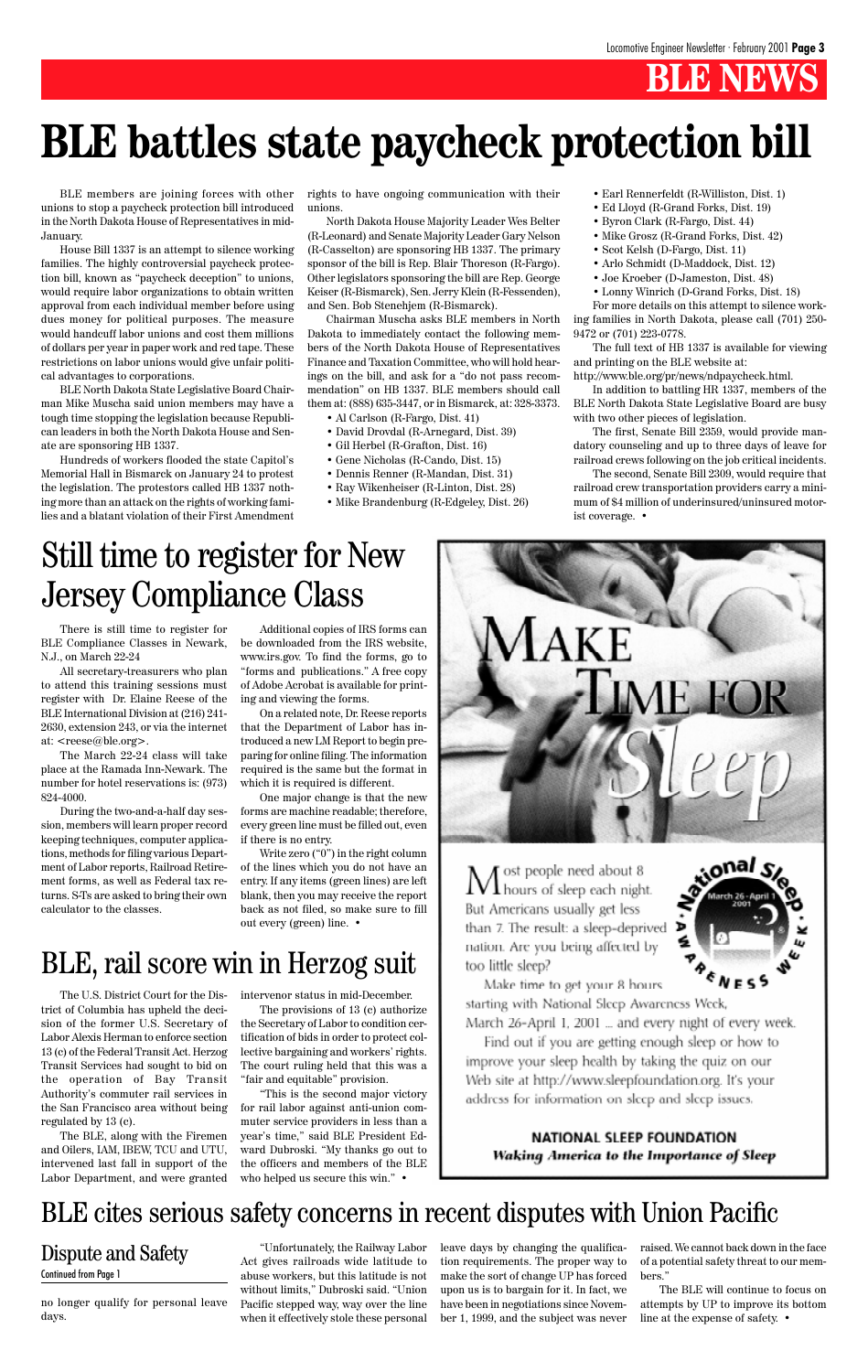# BLE NEWS

# BLE battles state paycheck protection bill

BLE members are joining forces with other unions to stop a paycheck protection bill introduced in the North Dakota House of Representatives in mid-January.

House Bill 1337 is an attempt to silence working families. The highly controversial paycheck protection bill, known as "paycheck deception" to unions, would require labor organizations to obtain written approval from each individual member before using dues money for political purposes. The measure would handcuff labor unions and cost them millions of dollars per year in paper work and red tape. These restrictions on labor unions would give unfair political advantages to corporations.

BLE North Dakota State Legislative Board Chairman Mike Muscha said union members may have a tough time stopping the legislation because Republican leaders in both the North Dakota House and Senate are sponsoring HB 1337.

Hundreds of workers flooded the state Capitol's Memorial Hall in Bismarck on January 24 to protest the legislation. The protestors called HB 1337 nothing more than an attack on the rights of working families and a blatant violation of their First Amendment rights to have ongoing communication with their unions.

North Dakota House Majority Leader Wes Belter (R-Leonard) and Senate Majority Leader Gary Nelson (R-Casselton) are sponsoring HB 1337. The primary sponsor of the bill is Rep. Blair Thoreson (R-Fargo). Other legislators sponsoring the bill are Rep. George Keiser (R-Bismarck), Sen. Jerry Klein (R-Fessenden), and Sen. Bob Stenehjem (R-Bismarck).

Chairman Muscha asks BLE members in North Dakota to immediately contact the following members of the North Dakota House of Representatives Finance and Taxation Committee, who will hold hearings on the bill, and ask for a "do not pass recommendation" on HB 1337. BLE members should call them at: (888) 635-3447, or in Bismarck, at: 328-3373.

- Al Carlson (R-Fargo, Dist. 41)
- David Drovdal (R-Arnegard, Dist. 39)
- Gil Herbel (R-Grafton, Dist. 16)
- Gene Nicholas (R-Cando, Dist. 15)
- Dennis Renner (R-Mandan, Dist. 31)
- Ray Wikenheiser (R-Linton, Dist. 28)
- Mike Brandenburg (R-Edgeley, Dist. 26)
- Earl Rennerfeldt (R-Williston, Dist. 1)
- Ed Lloyd (R-Grand Forks, Dist. 19)
- Byron Clark (R-Fargo, Dist. 44)
- Mike Grosz (R-Grand Forks, Dist. 42)
- Scot Kelsh (D-Fargo, Dist. 11)
- Arlo Schmidt (D-Maddock, Dist. 12)
- Joe Kroeber (D-Jameston, Dist. 48)
- Lonny Winrich (D-Grand Forks, Dist. 18)

For more details on this attempt to silence working families in North Dakota, please call (701) 250-9472 or (701) 223-0778.

The full text of HB 1337 is available for viewing and printing on the BLE website at: http://www.ble.org/pr/news/ndpaycheck.html.

In addition to battling HR 1337, members of the BLE North Dakota State Legislative Board are busy with two other pieces of legislation.

The first, Senate Bill 2359, would provide mandatory counseling and up to three days of leave for railroad crews following on the job critical incidents.

The second, Senate Bill 2309, would require that railroad crew transportation providers carry a minimum of $4 million of underinsured/uninsured motorist coverage. •

# Still time to register for New Jersey Compliance Class

There is still time to register for BLE Compliance Classes in Newark, N.J., on March 22-24

All secretary-treasurers who plan to attend this training sessions must register with Dr. Elaine Reese of the BLE International Division at (216) 241-2630, extension 243, or via the internet at: <reese@ble.org>.

The March 22-24 class will take place at the Ramada Inn-Newark. The number for hotel reservations is: (973) 824-4000.

During the two-and-a-half day session, members will learn proper record keeping techniques, computer applications, methods for filing various Department of Labor reports, Railroad Retirement forms, as well as Federal tax returns. S-Ts are asked to bring their own calculator to the classes.

Additional copies of IRS forms can be downloaded from the IRS website, www.irs.gov. To find the forms, go to "forms and publications." A free copy of Adobe Acrobat is available for printing and viewing the forms.

On a related note, Dr. Reese reports that the Department of Labor has introduced a new LM Report to begin preparing for online filing. The information required is the same but the format in which it is required is different.

One major change is that the new forms are machine readable; therefore, every green line must be filled out, even if there is no entry.

Write zero ("0") in the right column of the lines which you do not have an entry. If any items (green lines) are left blank, then you may receive the report back as not filed, so make sure to fill out every (green) line. •

# BLE, rail score win in Herzog suit

The U.S. District Court for the District of Columbia has upheld the decision of the former U.S. Secretary of Labor Alexis Herman to enforce section 13 (c) of the Federal Transit Act. Herzog Transit Services had sought to bid on the operation of Bay Transit Authority's commuter rail services in the San Francisco area without being regulated by 13 (c).

The BLE, along with the Firemen and Oilers, IAM, IBEW, TCU and UTU, intervened last fall in support of the Labor Department, and were granted intervenor status in mid-December.

The provisions of 13 (c) authorize the Secretary of Labor to condition certification of bids in order to protect collective bargaining and workers' rights. The court ruling held that this was a "fair and equitable" provision.

"This is the second major victory for rail labor against anti-union commuter service providers in less than a year's time," said BLE President Edward Dubroski. "My thanks go out to the officers and members of the BLE who helped us secure this win." •

MAKE TIME FOR Sleep

Most people need about 8 hours of sleep each night. But Americans usually get less than 7. The result: a sleep-deprived nation. Are you being affected by too little sleep?

Make time to get your 8 hours starting with National Sleep Awareness Week, March 26-April 1, 2001 ... and every night of every week.

Find out if you are getting enough sleep or how to improve your sleep health by taking the quiz on our Web site at http://www.sleepfoundation.org. It's your address for information on sleep and sleep issues.

**NATIONAL SLEEP FOUNDATION**
***Waking America to the Importance of Sleep***

# BLE cites serious safety concerns in recent disputes with Union Pacific

## Dispute and Safety

Continued from Page 1

no longer qualify for personal leave days.

"Unfortunately, the Railway Labor Act gives railroads wide latitude to abuse workers, but this latitude is not without limits," Dubroski said. "Union Pacific stepped way, way over the line when it effectively stole these personal leave days by changing the qualification requirements. The proper way to make the sort of change UP has forced upon us is to bargain for it. In fact, we have been in negotiations since November 1, 1999, and the subject was never raised. We cannot back down in the face of a potential safety threat to our members."

The BLE will continue to focus on attempts by UP to improve its bottom line at the expense of safety. •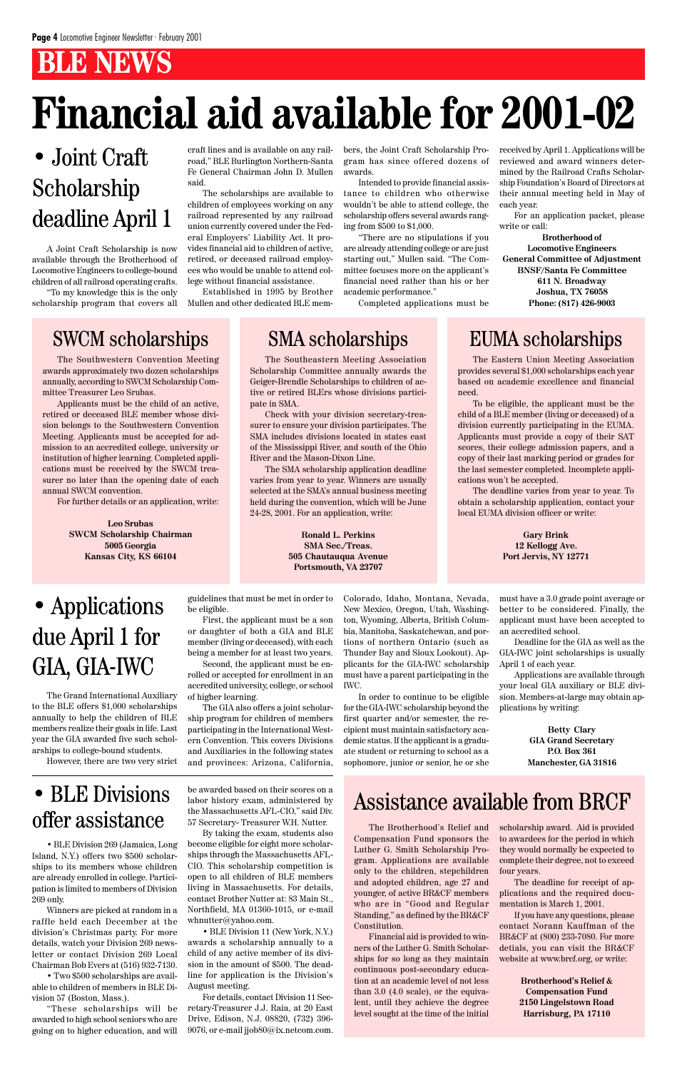# BLE NEWS

# Financial aid available for 2001-02

## • Joint Craft Scholarship deadline April 1

A Joint Craft Scholarship is now available through the Brotherhood of Locomotive Engineers to college-bound children of all railroad operating crafts.

"To my knowledge this is the only scholarship program that covers all craft lines and is available on any railroad," BLE Burlington Northern-Santa Fe General Chairman John D. Mullen said.

The scholarships are available to children of employees working on any railroad represented by any railroad union currently covered under the Federal Employers' Liability Act. It provides financial aid to children of active, retired, or deceased railroad employees who would be unable to attend college without financial assistance.

Established in 1995 by Brother Mullen and other dedicated BLE members, the Joint Craft Scholarship Program has since offered dozens of awards.

Intended to provide financial assistance to children who otherwise wouldn't be able to attend college, the scholarship offers several awards ranging from $500 to $1,000.

"There are no stipulations if you are already attending college or are just starting out," Mullen said. "The Committee focuses more on the applicant's financial need rather than his or her academic performance."

Completed applications must be received by April 1. Applications will be reviewed and award winners determined by the Railroad Crafts Scholarship Foundation's Board of Directors at their annual meeting held in May of each year.

For an application packet, please write or call:

**Brotherhood of Locomotive Engineers**
**General Committee of Adjustment**
**BNSF/Santa Fe Committee**
**611 N. Broadway**
**Joshua, TX 76058**
**Phone: (817) 426-9003**

## SWCM scholarships

The Southwestern Convention Meeting awards approximately two dozen scholarships annually, according to SWCM Scholarship Committee Treasurer Leo Srubas.

Applicants must be the child of an active, retired or deceased BLE member whose division belongs to the Southwestern Convention Meeting. Applicants must be accepted for admission to an accredited college, university or institution of higher learning. Completed applications must be received by the SWCM treasurer no later than the opening date of each annual SWCM convention.

For further details or an application, write:

**Leo Srubas**
**SWCM Scholarship Chairman**
**5005 Georgia**
**Kansas City, KS 66104**

## SMA scholarships

The Southeastern Meeting Association Scholarship Committee annually awards the Geiger-Brendle Scholarships to children of active or retired BLErs whose divisions participate in SMA.

Check with your division secretary-treasurer to ensure your division participates. The SMA includes divisions located in states east of the Mississippi River, and south of the Ohio River and the Mason-Dixon Line.

The SMA scholarship application deadline varies from year to year. Winners are usually selected at the SMA's annual business meeting held during the convention, which will be June 24-28, 2001. For an application, write:

**Ronald L. Perkins**
**SMA Sec./Treas.**
**505 Chautauqua Avenue**
**Portsmouth, VA 23707**

## EUMA scholarships

The Eastern Union Meeting Association provides several $1,000 scholarships each year based on academic excellence and financial need.

To be eligible, the applicant must be the child of a BLE member (living or deceased) of a division currently participating in the EUMA. Applicants must provide a copy of their SAT scores, their college admission papers, and a copy of their last marking period or grades for the last semester completed. Incomplete applications won't be accepted.

The deadline varies from year to year. To obtain a scholarship application, contact your local EUMA division officer or write:

**Gary Brink**
**12 Kellogg Ave.**
**Port Jervis, NY 12771**

## • Applications due April 1 for GIA, GIA-IWC

The Grand International Auxiliary to the BLE offers $1,000 scholarships annually to help the children of BLE members realize their goals in life. Last year the GIA awarded five such scholarships to college-bound students.

However, there are two very strict guidelines that must be met in order to be eligible.

First, the applicant must be a son or daughter of both a GIA and BLE member (living or deceased), with each being a member for at least two years.

Second, the applicant must be enrolled or accepted for enrollment in an accredited university, college, or school of higher learning.

The GIA also offers a joint scholarship program for children of members participating in the International Western Convention. This covers Divisions and Auxiliaries in the following states and provinces: Arizona, California, Colorado, Idaho, Montana, Nevada, New Mexico, Oregon, Utah, Washington, Wyoming, Alberta, British Columbia, Manitoba, Saskatchewan, and portions of northern Ontario (such as Thunder Bay and Sioux Lookout). Applicants for the GIA-IWC scholarship must have a parent participating in the IWC.

In order to continue to be eligible for the GIA-IWC scholarship beyond the first quarter and/or semester, the recipient must maintain satisfactory academic status. If the applicant is a graduate student or returning to school as a sophomore, junior or senior, he or she must have a 3.0 grade point average or better to be considered. Finally, the applicant must have been accepted to an accredited school.

Deadline for the GIA as well as the GIA-IWC joint scholarships is usually April 1 of each year.

Applications are available through your local GIA auxiliary or BLE division. Members-at-large may obtain applications by writing:

**Betty Clary**
**GIA Grand Secretary**
**P.O. Box 361**
**Manchester, GA 31816**

## • BLE Divisions offer assistance

• BLE Division 269 (Jamaica, Long Island, N.Y.) offers two $500 scholarships to its members whose children are already enrolled in college. Participation is limited to members of Division 269 only.

Winners are picked at random in a raffle held each December at the division's Christmas party. For more details, watch your Division 269 newsletter or contact Division 269 Local Chairman Bob Evers at (516) 932-7130.

• Two $500 scholarships are available to children of members in BLE Division 57 (Boston, Mass.).

"These scholarships will be awarded to high school seniors who are going on to higher education, and will be awarded based on their scores on a labor history exam, administered by the Massachusetts AFL-CIO," said Div. 57 Secretary- Treasurer W.H. Nutter.

By taking the exam, students also become eligible for eight more scholarships through the Massachusetts AFL-CIO. This scholarship competition is open to all children of BLE members living in Massachusetts. For details, contact Brother Nutter at: 83 Main St., Northfield, MA 01360-1015, or e-mail whnutter@yahoo.com.

• BLE Division 11 (New York, N.Y.) awards a scholarship annually to a child of any active member of its division in the amount of $500. The deadline for application is the Division's August meeting.

For details, contact Division 11 Secretary-Treasurer J.J. Raia, at 20 East Drive, Edison, N.J. 08820, (732) 396-9076, or e-mail jjob80@ix.netcom.com.

## Assistance available from BRCF

The Brotherhood's Relief and Compensation Fund sponsors the Luther G. Smith Scholarship Program. Applications are available only to the children, stepchildren and adopted children, age 27 and younger, of active BR&CF members who are in "Good and Regular Standing," as defined by the BR&CF Constitution.

Financial aid is provided to winners of the Luther G. Smith Scholarships for so long as they maintain continuous post-secondary education at an academic level of not less than 3.0 (4.0 scale), or the equivalent, until they achieve the degree level sought at the time of the initial scholarship award. Aid is provided to awardees for the period in which they would normally be expected to complete their degree, not to exceed four years.

The deadline for receipt of applications and the required documentation is March 1, 2001.

If you have any questions, please contact Norann Kauffman of the BR&CF at (800) 233-7080. For more detials, you can visit the BR&CF website at www.brcf.org, or write:

**Brotherhood's Relief & Compensation Fund**
**2150 Lingelstown Road**
**Harrisburg, PA 17110**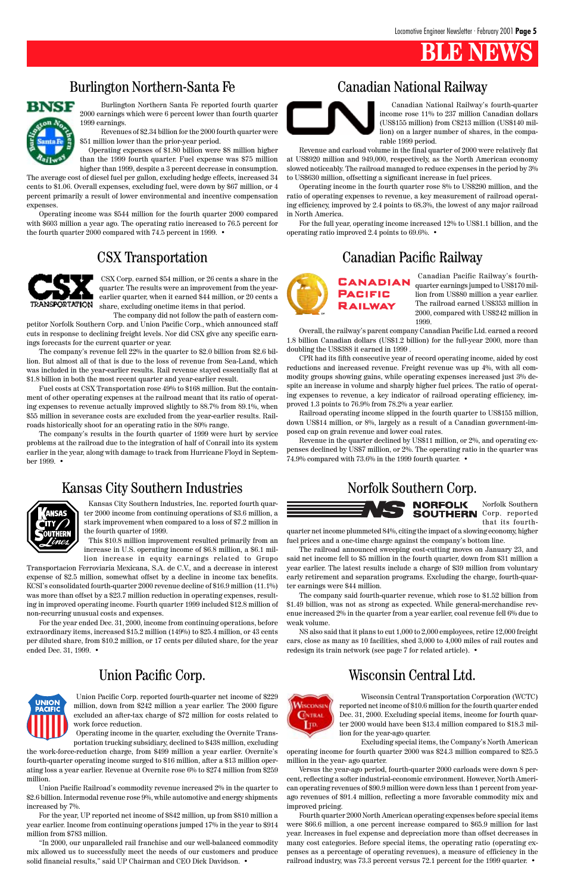# BLE NEWS

## Burlington Northern-Santa Fe

Burlington Northern Santa Fe reported fourth quarter 2000 earnings which were 6 percent lower than fourth quarter 1999 earnings.

Revenues of $2.34 billion for the 2000 fourth quarter were $51 million lower than the prior-year period.

Operating expenses of $1.80 billion were $8 million higher than the 1999 fourth quarter. Fuel expense was $75 million higher than 1999, despite a 3 percent decrease in consumption. The average cost of diesel fuel per gallon, excluding hedge effects, increased 34 cents to $1.06. Overall expenses, excluding fuel, were down by $67 million, or 4 percent primarily a result of lower environmental and incentive compensation expenses.

Operating income was $544 million for the fourth quarter 2000 compared with $603 million a year ago. The operating ratio increased to 76.5 percent for the fourth quarter 2000 compared with 74.5 percent in 1999. •

## Canadian National Railway

Canadian National Railway's fourth-quarter income rose 11% to 237 million Canadian dollars (US$155 million) from C$213 million (US$140 million) on a larger number of shares, in the comparable 1999 period.

Revenue and carload volume in the final quarter of 2000 were relatively flat at US$920 million and 949,000, respectively, as the North American economy slowed noticeably. The railroad managed to reduce expenses in the period by 3% to US$630 million, offsetting a significant increase in fuel prices.

Operating income in the fourth quarter rose 8% to US$290 million, and the ratio of operating expenses to revenue, a key measurement of railroad operating efficiency, improved by 2.4 points to 68.3%, the lowest of any major railroad in North America.

For the full year, operating income increased 12% to US$1.1 billion, and the operating ratio improved 2.4 points to 69.6%. •

## CSX Transportation

CSX Corp. earned $54 million, or 26 cents a share in the quarter. The results were an improvement from the year-earlier quarter, when it earned $44 million, or 20 cents a share, excluding onetime items in that period.

The company did not follow the path of eastern competitor Norfolk Southern Corp. and Union Pacific Corp., which announced staff cuts in response to declining freight levels. Nor did CSX give any specific earnings forecasts for the current quarter or year.

The company's revenue fell 22% in the quarter to $2.0 billion from $2.6 billion. But almost all of that is due to the loss of revenue from Sea-Land, which was included in the year-earlier results. Rail revenue stayed essentially flat at $1.8 billion in both the most recent quarter and year-earlier result.

Fuel costs at CSX Transportation rose 49% to $168 million. But the containment of other operating expenses at the railroad meant that its ratio of operating expenses to revenue actually improved slightly to 88.7% from 89.1%, when $55 million in severance costs are excluded from the year-earlier results. Railroads historically shoot for an operating ratio in the 80% range.

The company's results in the fourth quarter of 1999 were hurt by service problems at the railroad due to the integration of half of Conrail into its system earlier in the year, along with damage to track from Hurricane Floyd in September 1999. •

## Canadian Pacific Railway

Canadian Pacific Railway's fourth-quarter earnings jumped to US$170 million from US$80 million a year earlier. The railroad earned US$353 million in 2000, compared with US$242 million in 1999.

Overall, the railway's parent company Canadian Pacific Ltd. earned a record 1.8 billion Canadian dollars (US$1.2 billion) for the full-year 2000, more than doubling the US$388 it earned in 1999 .

CPR had its fifth consecutive year of record operating income, aided by cost reductions and increased revenue. Freight revenue was up 4%, with all commodity groups showing gains, while operating expenses increased just 3% despite an increase in volume and sharply higher fuel prices. The ratio of operating expenses to revenue, a key indicator of railroad operating efficiency, improved 1.3 points to 76.9% from 78.2% a year earlier.

Railroad operating income slipped in the fourth quarter to US$155 million, down US$14 million, or 8%, largely as a result of a Canadian government-imposed cap on grain revenue and lower coal rates.

Revenue in the quarter declined by US$11 million, or 2%, and operating expenses declined by US$7 million, or 2%. The operating ratio in the quarter was 74.9% compared with 73.6% in the 1999 fourth quarter. •

## Kansas City Southern Industries

Kansas City Southern Industries, Inc. reported fourth quarter 2000 income from continuing operations of $3.6 million, a stark improvement when compared to a loss of $7.2 million in the fourth quarter of 1999.

This $10.8 million improvement resulted primarily from an increase in U.S. operating income of $6.8 million, a $6.1 million increase in equity earnings related to Grupo Transportacion Ferroviaria Mexicana, S.A. de C.V., and a decrease in interest expense of $2.5 million, somewhat offset by a decline in income tax benefits. KCSI's consolidated fourth-quarter 2000 revenue decline of $16.9 million (11.1%) was more than offset by a $23.7 million reduction in operating expenses, resulting in improved operating income. Fourth quarter 1999 included $12.8 million of non-recurring unusual costs and expenses.

For the year ended Dec. 31, 2000, income from continuing operations, before extraordinary items, increased $15.2 million (149%) to $25.4 million, or 43 cents per diluted share, from $10.2 million, or 17 cents per diluted share, for the year ended Dec. 31, 1999. •

## Norfolk Southern Corp.

Norfolk Southern Corp. reported that its fourth-quarter net income plummeted 84%, citing the impact of a slowing economy, higher fuel prices and a one-time charge against the company's bottom line.

The railroad announced sweeping cost-cutting moves on January 23, and said net income fell to $5 million in the fourth quarter, down from $31 million a year earlier. The latest results include a charge of $39 million from voluntary early retirement and separation programs. Excluding the charge, fourth-quarter earnings were $44 million.

The company said fourth-quarter revenue, which rose to $1.52 billion from $1.49 billion, was not as strong as expected. While general-merchandise revenue increased 2% in the quarter from a year earlier, coal revenue fell 6% due to weak volume.

NS also said that it plans to cut 1,000 to 2,000 employees, retire 12,000 freight cars, close as many as 10 facilities, shed 3,000 to 4,000 miles of rail routes and redesign its train network (see page 7 for related article). •

## Union Pacific Corp.

Union Pacific Corp. reported fourth-quarter net income of $229 million, down from $242 million a year earlier. The 2000 figure excluded an after-tax charge of $72 million for costs related to work force reduction.

Operating income in the quarter, excluding the Overnite Transportation trucking subsidiary, declined to $438 million, excluding the work-force-reduction charge, from $499 million a year earlier. Overnite's fourth-quarter operating income surged to $16 million, after a $13 million operating loss a year earlier. Revenue at Overnite rose 6% to $274 million from $259 million.

Union Pacific Railroad's commodity revenue increased 2% in the quarter to $2.6 billion. Intermodal revenue rose 9%, while automotive and energy shipments increased by 7%.

For the year, UP reported net income of $842 million, up from $810 million a year earlier. Income from continuing operations jumped 17% in the year to $914 million from $783 million.

"In 2000, our unparalleled rail franchise and our well-balanced commodity mix allowed us to successfully meet the needs of our customers and produce solid financial results," said UP Chairman and CEO Dick Davidson. •

## Wisconsin Central Ltd.

Wisconsin Central Transportation Corporation (WCTC) reported net income of $10.6 million for the fourth quarter ended Dec. 31, 2000. Excluding special items, income for fourth quarter 2000 would have been $13.4 million compared to $18.3 million for the year-ago quarter.

Excluding special items, the Company's North American operating income for fourth quarter 2000 was $24.3 million compared to $25.5 million in the year- ago quarter.

Versus the year-ago period, fourth-quarter 2000 carloads were down 8 percent, reflecting a softer industrial-economic environment. However, North American operating revenues of $90.9 million were down less than 1 percent from year-ago revenues of $91.4 million, reflecting a more favorable commodity mix and improved pricing.

Fourth quarter 2000 North American operating expenses before special items were $66.6 million, a one percent increase compared to $65.9 million for last year. Increases in fuel expense and depreciation more than offset decreases in many cost categories. Before special items, the operating ratio (operating expenses as a percentage of operating revenues), a measure of efficiency in the railroad industry, was 73.3 percent versus 72.1 percent for the 1999 quarter. •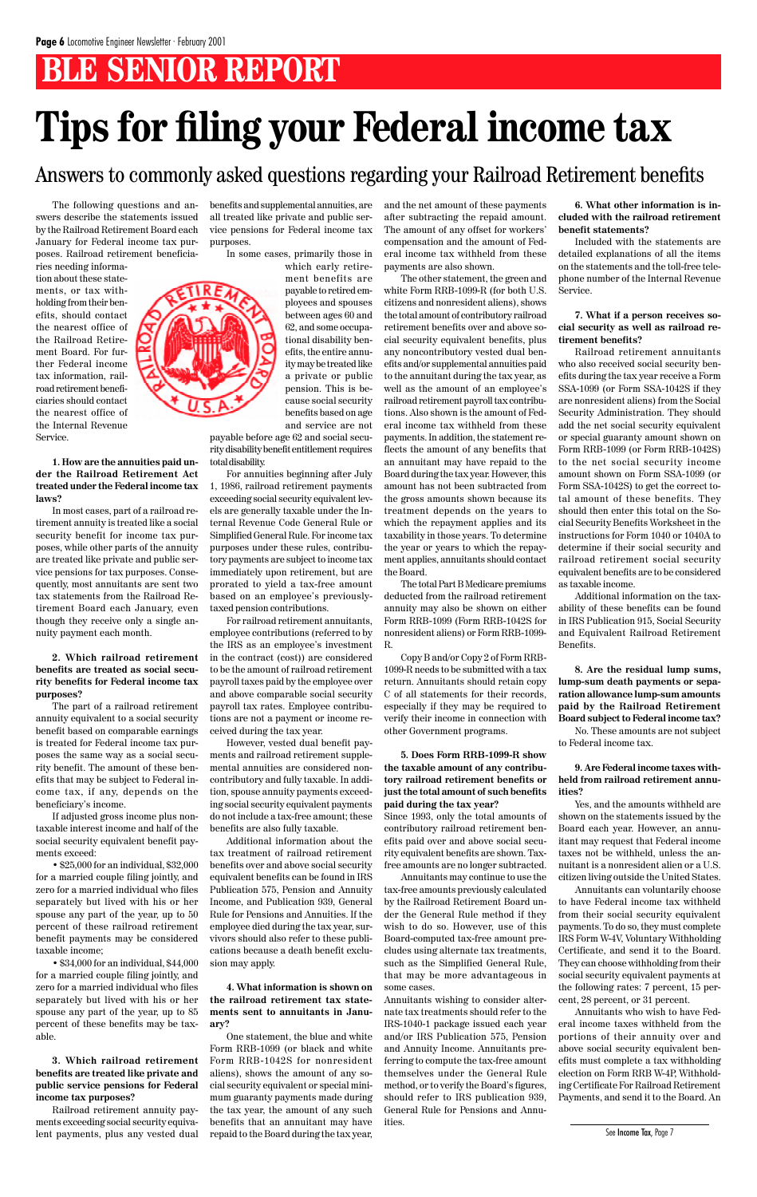# BLE SENIOR REPORT

# Tips for filing your Federal income tax

## Answers to commonly asked questions regarding your Railroad Retirement benefits

The following questions and answers describe the statements issued by the Railroad Retirement Board each January for Federal income tax purposes. Railroad retirement beneficiaries needing information about these statements, or tax withholding from their benefits, should contact the nearest office of the Railroad Retirement Board. For further Federal income tax information, railroad retirement beneficiaries should contact the nearest office of the Internal Revenue Service.

**1. How are the annuities paid under the Railroad Retirement Act treated under the Federal income tax laws?**

In most cases, part of a railroad retirement annuity is treated like a social security benefit for income tax purposes, while other parts of the annuity are treated like private and public service pensions for tax purposes. Consequently, most annuitants are sent two tax statements from the Railroad Retirement Board each January, even though they receive only a single annuity payment each month.

**2. Which railroad retirement benefits are treated as social security benefits for Federal income tax purposes?**

The part of a railroad retirement annuity equivalent to a social security benefit based on comparable earnings is treated for Federal income tax purposes the same way as a social security benefit. The amount of these benefits that may be subject to Federal income tax, if any, depends on the beneficiary's income.

If adjusted gross income plus nontaxable interest income and half of the social security equivalent benefit payments exceed:

- $25,000 for an individual, $32,000 for a married couple filing jointly, and zero for a married individual who files separately but lived with his or her spouse any part of the year, up to 50 percent of these railroad retirement benefit payments may be considered taxable income;
- $34,000 for an individual, $44,000 for a married couple filing jointly, and zero for a married individual who files separately but lived with his or her spouse any part of the year, up to 85 percent of these benefits may be taxable.

**3. Which railroad retirement benefits are treated like private and public service pensions for Federal income tax purposes?**

Railroad retirement annuity payments exceeding social security equivalent payments, plus any vested dual benefits and supplemental annuities, are all treated like private and public service pensions for Federal income tax purposes.

In some cases, primarily those in which early retirement benefits are payable to retired employees and spouses between ages 60 and 62, and some occupational disability benefits, the entire annuity may be treated like a private or public pension. This is because social security benefits based on age and service are not payable before age 62 and social security disability benefit entitlement requires total disability.

For annuities beginning after July 1, 1986, railroad retirement payments exceeding social security equivalent levels are generally taxable under the Internal Revenue Code General Rule or Simplified General Rule. For income tax purposes under these rules, contributory payments are subject to income tax immediately upon retirement, but are prorated to yield a tax-free amount based on an employee's previously-taxed pension contributions.

For railroad retirement annuitants, employee contributions (referred to by the IRS as an employee's investment in the contract (cost)) are considered to be the amount of railroad retirement payroll taxes paid by the employee over and above comparable social security payroll tax rates. Employee contributions are not a payment or income received during the tax year.

However, vested dual benefit payments and railroad retirement supplemental annuities are considered noncontributory and fully taxable. In addition, spouse annuity payments exceeding social security equivalent payments do not include a tax-free amount; these benefits are also fully taxable.

Additional information about the tax treatment of railroad retirement benefits over and above social security equivalent benefits can be found in IRS Publication 575, Pension and Annuity Income, and Publication 939, General Rule for Pensions and Annuities. If the employee died during the tax year, survivors should also refer to these publications because a death benefit exclusion may apply.

**4. What information is shown on the railroad retirement tax statements sent to annuitants in January?**

One statement, the blue and white Form RRB-1099 (or black and white Form RRB-1042S for nonresident aliens), shows the amount of any social security equivalent or special minimum guaranty payments made during the tax year, the amount of any such benefits that an annuitant may have repaid to the Board during the tax year, and the net amount of these payments after subtracting the repaid amount. The amount of any offset for workers' compensation and the amount of Federal income tax withheld from these payments are also shown.

The other statement, the green and white Form RRB-1099-R (for both U.S. citizens and nonresident aliens), shows the total amount of contributory railroad retirement benefits over and above social security equivalent benefits, plus any noncontributory vested dual benefits and/or supplemental annuities paid to the annuitant during the tax year, as well as the amount of an employee's railroad retirement payroll tax contributions. Also shown is the amount of Federal income tax withheld from these payments. In addition, the statement reflects the amount of any benefits that an annuitant may have repaid to the Board during the tax year. However, this amount has not been subtracted from the gross amounts shown because its treatment depends on the years to which the repayment applies and its taxability in those years. To determine the year or years to which the repayment applies, annuitants should contact the Board.

The total Part B Medicare premiums deducted from the railroad retirement annuity may also be shown on either Form RRB-1099 (Form RRB-1042S for nonresident aliens) or Form RRB-1099-R.

Copy B and/or Copy 2 of Form RRB-1099-R needs to be submitted with a tax return. Annuitants should retain copy C of all statements for their records, especially if they may be required to verify their income in connection with other Government programs.

**5. Does Form RRB-1099-R show the taxable amount of any contributory railroad retirement benefits or just the total amount of such benefits paid during the tax year?**

Since 1993, only the total amounts of contributory railroad retirement benefits paid over and above social security equivalent benefits are shown. Tax-free amounts are no longer subtracted.

Annuitants may continue to use the tax-free amounts previously calculated by the Railroad Retirement Board under the General Rule method if they wish to do so. However, use of this Board-computed tax-free amount precludes using alternate tax treatments, such as the Simplified General Rule, that may be more advantageous in some cases.

Annuitants wishing to consider alternate tax treatments should refer to the IRS-1040-1 package issued each year and/or IRS Publication 575, Pension and Annuity Income. Annuitants preferring to compute the tax-free amount themselves under the General Rule method, or to verify the Board's figures, should refer to IRS publication 939, General Rule for Pensions and Annuities.

**6. What other information is included with the railroad retirement benefit statements?**

Included with the statements are detailed explanations of all the items on the statements and the toll-free telephone number of the Internal Revenue Service.

**7. What if a person receives social security as well as railroad retirement benefits?**

Railroad retirement annuitants who also received social security benefits during the tax year receive a Form SSA-1099 (or Form SSA-1042S if they are nonresident aliens) from the Social Security Administration. They should add the net social security equivalent or special guaranty amount shown on Form RRB-1099 (or Form RRB-1042S) to the net social security income amount shown on Form SSA-1099 (or Form SSA-1042S) to get the correct total amount of these benefits. They should then enter this total on the Social Security Benefits Worksheet in the instructions for Form 1040 or 1040A to determine if their social security and railroad retirement social security equivalent benefits are to be considered as taxable income.

Additional information on the taxability of these benefits can be found in IRS Publication 915, Social Security and Equivalent Railroad Retirement Benefits.

**8. Are the residual lump sums, lump-sum death payments or separation allowance lump-sum amounts paid by the Railroad Retirement Board subject to Federal income tax?**

No. These amounts are not subject to Federal income tax.

**9. Are Federal income taxes withheld from railroad retirement annuities?**

Yes, and the amounts withheld are shown on the statements issued by the Board each year. However, an annuitant may request that Federal income taxes not be withheld, unless the annuitant is a nonresident alien or a U.S. citizen living outside the United States.

Annuitants can voluntarily choose to have Federal income tax withheld from their social security equivalent payments. To do so, they must complete IRS Form W-4V, Voluntary Withholding Certificate, and send it to the Board. They can choose withholding from their social security equivalent payments at the following rates: 7 percent, 15 percent, 28 percent, or 31 percent.

Annuitants who wish to have Federal income taxes withheld from the portions of their annuity over and above social security equivalent benefits must complete a tax withholding election on Form RRB W-4P, Withholding Certificate For Railroad Retirement Payments, and send it to the Board. An

See Income Tax, Page 7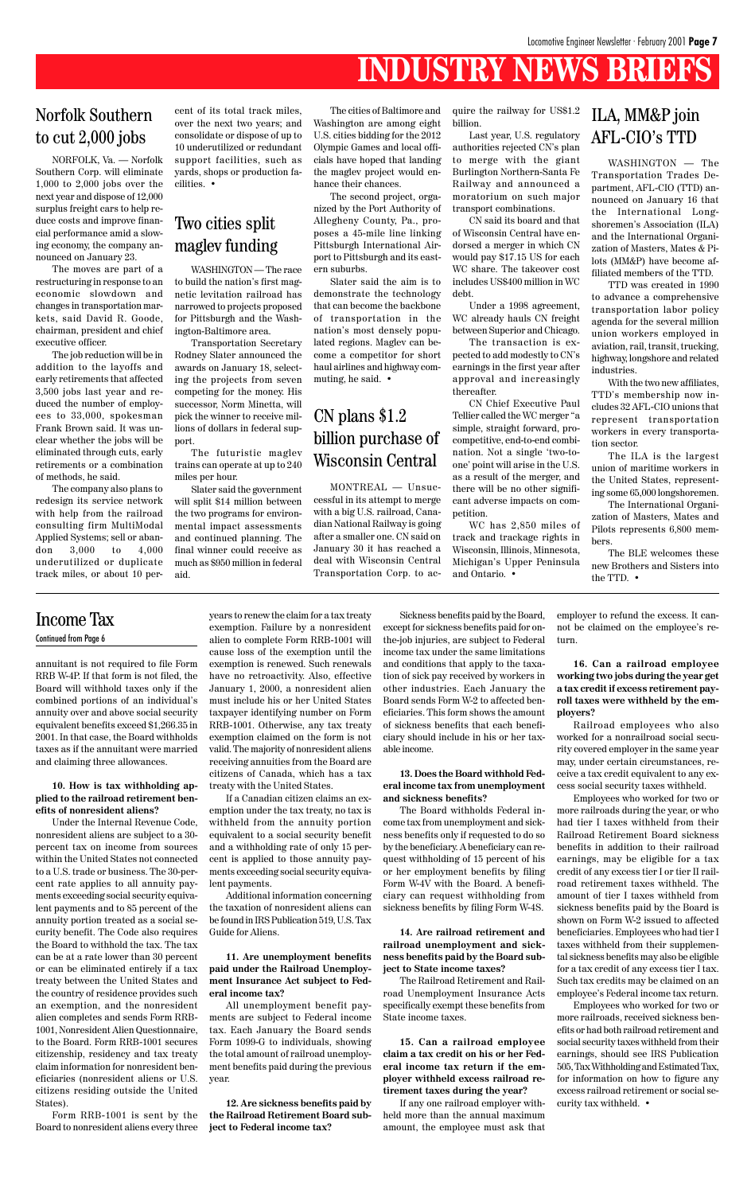# INDUSTRY NEWS BRIEFS

## Norfolk Southern to cut 2,000 jobs

NORFOLK, Va. — Norfolk Southern Corp. will eliminate 1,000 to 2,000 jobs over the next year and dispose of 12,000 surplus freight cars to help reduce costs and improve financial performance amid a slowing economy, the company announced on January 23.

The moves are part of a restructuring in response to an economic slowdown and changes in transportation markets, said David R. Goode, chairman, president and chief executive officer.

The job reduction will be in addition to the layoffs and early retirements that affected 3,500 jobs last year and reduced the number of employees to 33,000, spokesman Frank Brown said. It was unclear whether the jobs will be eliminated through cuts, early retirements or a combination of methods, he said.

The company also plans to redesign its service network with help from the railroad consulting firm MultiModal Applied Systems; sell or abandon 3,000 to 4,000 underutilized or duplicate track miles, or about 10 percent of its total track miles, over the next two years; and consolidate or dispose of up to 10 underutilized or redundant support facilities, such as yards, shops or production facilities. •

## Two cities split maglev funding

WASHINGTON — The race to build the nation's first magnetic levitation railroad has narrowed to projects proposed for Pittsburgh and the Washington-Baltimore area.

Transportation Secretary Rodney Slater announced the awards on January 18, selecting the projects from seven competing for the money. His successor, Norm Minetta, will pick the winner to receive millions of dollars in federal support.

The futuristic maglev trains can operate at up to 240 miles per hour.

Slater said the government will split $14 million between the two programs for environmental impact assessments and continued planning. The final winner could receive as much as $950 million in federal aid.

The cities of Baltimore and Washington are among eight U.S. cities bidding for the 2012 Olympic Games and local officials have hoped that landing the maglev project would enhance their chances.

The second project, organized by the Port Authority of Allegheny County, Pa., proposes a 45-mile line linking Pittsburgh International Airport to Pittsburgh and its eastern suburbs.

Slater said the aim is to demonstrate the technology that can become the backbone of transportation in the nation's most densely populated regions. Maglev can become a competitor for short haul airlines and highway commuting, he said. •

## CN plans $1.2 billion purchase of Wisconsin Central

MONTREAL — Unsuccessful in its attempt to merge with a big U.S. railroad, Canadian National Railway is going after a smaller one. CN said on January 30 it has reached a deal with Wisconsin Central Transportation Corp. to acquire the railway for US$1.2 billion.

Last year, U.S. regulatory authorities rejected CN's plan to merge with the giant Burlington Northern-Santa Fe Railway and announced a moratorium on such major transport combinations.

CN said its board and that of Wisconsin Central have endorsed a merger in which CN would pay $17.15 US for each WC share. The takeover cost includes US$400 million in WC debt.

Under a 1998 agreement, WC already hauls CN freight between Superior and Chicago.

The transaction is expected to add modestly to CN's earnings in the first year after approval and increasingly thereafter.

CN Chief Executive Paul Tellier called the WC merger "a simple, straight forward, procompetitive, end-to-end combination. Not a single 'two-to-one' point will arise in the U.S. as a result of the merger, and there will be no other significant adverse impacts on competition.

WC has 2,850 miles of track and trackage rights in Wisconsin, Illinois, Minnesota, Michigan's Upper Peninsula and Ontario. •

## ILA, MM&P join AFL-CIO's TTD

WASHINGTON — The Transportation Trades Department, AFL-CIO (TTD) announced on January 16 that the International Longshoremen's Association (ILA) and the International Organization of Masters, Mates & Pilots (MM&P) have become affiliated members of the TTD.

TTD was created in 1990 to advance a comprehensive transportation labor policy agenda for the several million union workers employed in aviation, rail, transit, trucking, highway, longshore and related industries.

With the two new affiliates, TTD's membership now includes 32 AFL-CIO unions that represent transportation workers in every transportation sector.

The ILA is the largest union of maritime workers in the United States, representing some 65,000 longshoremen.

The International Organization of Masters, Mates and Pilots represents 6,800 members.

The BLE welcomes these new Brothers and Sisters into the TTD. •

## Income Tax

Continued from Page 6

annuitant is not required to file Form RRB W-4P. If that form is not filed, the Board will withhold taxes only if the combined portions of an individual's annuity over and above social security equivalent benefits exceed $1,266.35 in 2001. In that case, the Board withholds taxes as if the annuitant were married and claiming three allowances.

**10. How is tax withholding applied to the railroad retirement benefits of nonresident aliens?**

Under the Internal Revenue Code, nonresident aliens are subject to a 30-percent tax on income from sources within the United States not connected to a U.S. trade or business. The 30-percent rate applies to all annuity payments exceeding social security equivalent payments and to 85 percent of the annuity portion treated as a social security benefit. The Code also requires the Board to withhold the tax. The tax can be at a rate lower than 30 percent or can be eliminated entirely if a tax treaty between the United States and the country of residence provides such an exemption, and the nonresident alien completes and sends Form RRB-1001, Nonresident Alien Questionnaire, to the Board. Form RRB-1001 secures citizenship, residency and tax treaty claim information for nonresident beneficiaries (nonresident aliens or U.S. citizens residing outside the United States).

Form RRB-1001 is sent by the Board to nonresident aliens every three years to renew the claim for a tax treaty exemption. Failure by a nonresident alien to complete Form RRB-1001 will cause loss of the exemption until the exemption is renewed. Such renewals have no retroactivity. Also, effective January 1, 2000, a nonresident alien must include his or her United States taxpayer identifying number on Form RRB-1001. Otherwise, any tax treaty exemption claimed on the form is not valid. The majority of nonresident aliens receiving annuities from the Board are citizens of Canada, which has a tax treaty with the United States.

If a Canadian citizen claims an exemption under the tax treaty, no tax is withheld from the annuity portion equivalent to a social security benefit and a withholding rate of only 15 percent is applied to those annuity payments exceeding social security equivalent payments.

Additional information concerning the taxation of nonresident aliens can be found in IRS Publication 519, U.S. Tax Guide for Aliens.

**11. Are unemployment benefits paid under the Railroad Unemployment Insurance Act subject to Federal income tax?**

All unemployment benefit payments are subject to Federal income tax. Each January the Board sends Form 1099-G to individuals, showing the total amount of railroad unemployment benefits paid during the previous year.

**12. Are sickness benefits paid by the Railroad Retirement Board subject to Federal income tax?**

Sickness benefits paid by the Board, except for sickness benefits paid for on-the-job injuries, are subject to Federal income tax under the same limitations and conditions that apply to the taxation of sick pay received by workers in other industries. Each January the Board sends Form W-2 to affected beneficiaries. This form shows the amount of sickness benefits that each beneficiary should include in his or her taxable income.

**13. Does the Board withhold Federal income tax from unemployment and sickness benefits?**

The Board withholds Federal income tax from unemployment and sickness benefits only if requested to do so by the beneficiary. A beneficiary can request withholding of 15 percent of his or her employment benefits by filing Form W-4V with the Board. A beneficiary can request withholding from sickness benefits by filing Form W-4S.

**14. Are railroad retirement and railroad unemployment and sickness benefits paid by the Board subject to State income taxes?**

The Railroad Retirement and Railroad Unemployment Insurance Acts specifically exempt these benefits from State income taxes.

**15. Can a railroad employee claim a tax credit on his or her Federal income tax return if the employer withheld excess railroad retirement taxes during the year?**

If any one railroad employer withheld more than the annual maximum amount, the employee must ask that employer to refund the excess. It cannot be claimed on the employee's return.

**16. Can a railroad employee working two jobs during the year get a tax credit if excess retirement payroll taxes were withheld by the employers?**

Railroad employees who also worked for a nonrailroad social security covered employer in the same year may, under certain circumstances, receive a tax credit equivalent to any excess social security taxes withheld.

Employees who worked for two or more railroads during the year, or who had tier I taxes withheld from their Railroad Retirement Board sickness benefits in addition to their railroad earnings, may be eligible for a tax credit of any excess tier I or tier II railroad retirement taxes withheld. The amount of tier I taxes withheld from sickness benefits paid by the Board is shown on Form W-2 issued to affected beneficiaries. Employees who had tier I taxes withheld from their supplemental sickness benefits may also be eligible for a tax credit of any excess tier I tax. Such tax credits may be claimed on an employee's Federal income tax return.

Employees who worked for two or more railroads, received sickness benefits or had both railroad retirement and social security taxes withheld from their earnings, should see IRS Publication 505, Tax Withholding and Estimated Tax, for information on how to figure any excess railroad retirement or social security tax withheld. •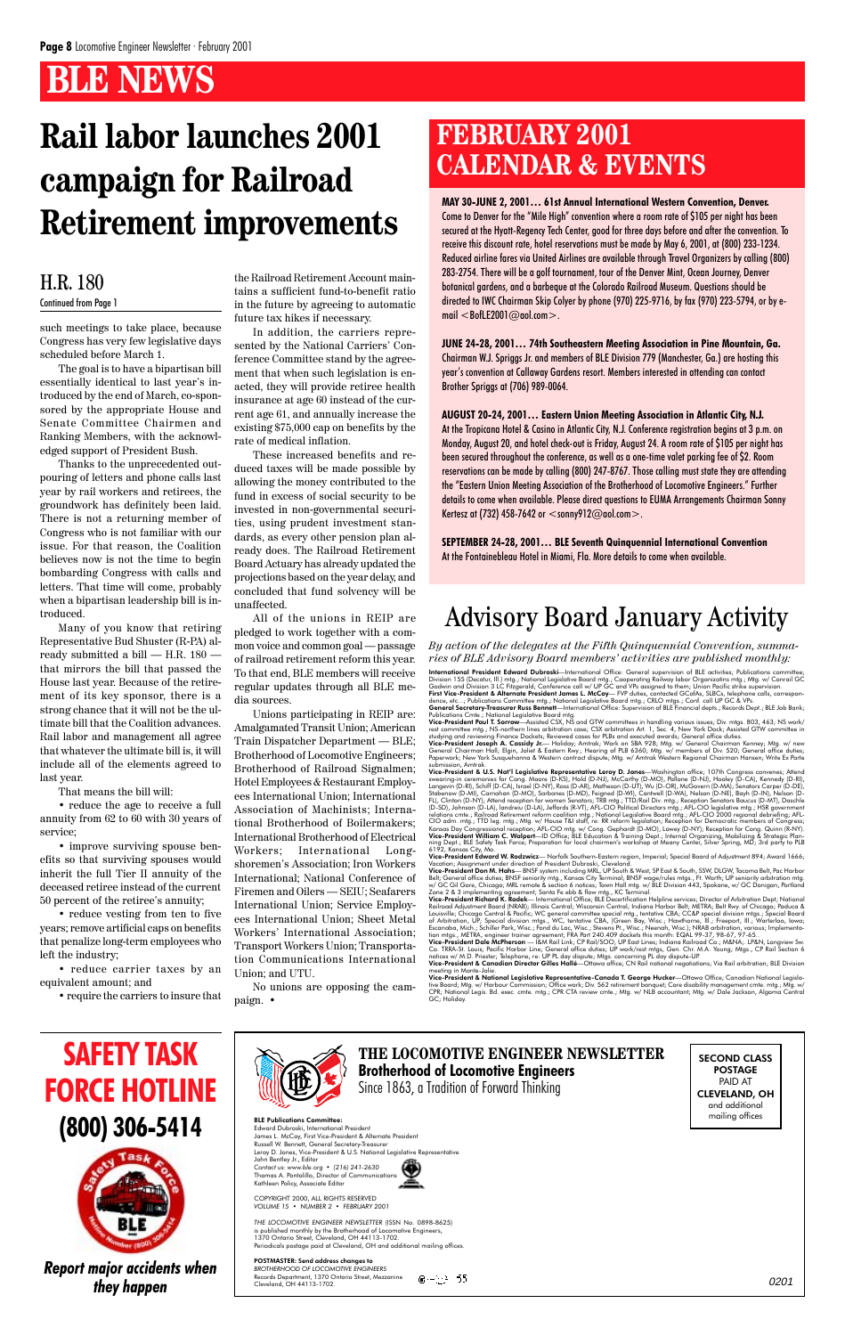# BLE NEWS

# Rail labor launches 2001 campaign for Railroad Retirement improvements

## H.R. 180

Continued from Page 1

such meetings to take place, because Congress has very few legislative days scheduled before March 1.

The goal is to have a bipartisan bill essentially identical to last year's introduced by the end of March, co-sponsored by the appropriate House and Senate Committee Chairmen and Ranking Members, with the acknowledged support of President Bush.

Thanks to the unprecedented outpouring of letters and phone calls last year by rail workers and retirees, the groundwork has definitely been laid. There is not a returning member of Congress who is not familiar with our issue. For that reason, the Coalition believes now is not the time to begin bombarding Congress with calls and letters. That time will come, probably when a bipartisan leadership bill is introduced.

Many of you know that retiring Representative Bud Shuster (R-PA) already submitted a bill — H.R. 180 — that mirrors the bill that passed the House last year. Because of the retirement of its key sponsor, there is a strong chance that it will not be the ultimate bill that the Coalition advances. Rail labor and management all agree that whatever the ultimate bill is, it will include all of the elements agreed to last year.

That means the bill will:

- reduce the age to receive a full annuity from 62 to 60 with 30 years of service;
- improve surviving spouse benefits so that surviving spouses would inherit the full Tier II annuity of the deceased retiree instead of the current 50 percent of the retiree's annuity;
- reduce vesting from ten to five years; remove artificial caps on benefits that penalize long-term employees who left the industry;
- reduce carrier taxes by an equivalent amount; and
- require the carriers to insure that the Railroad Retirement Account maintains a sufficient fund-to-benefit ratio in the future by agreeing to automatic future tax hikes if necessary.

In addition, the carriers represented by the National Carriers' Conference Committee stand by the agreement that when such legislation is enacted, they will provide retiree health insurance at age 60 instead of the current age 61, and annually increase the existing $75,000 cap on benefits by the rate of medical inflation.

These increased benefits and reduced taxes will be made possible by allowing the money contributed to the fund in excess of social security to be invested in non-governmental securities, using prudent investment standards, as every other pension plan already does. The Railroad Retirement Board Actuary has already updated the projections based on the year delay, and concluded that fund solvency will be unaffected.

All of the unions in REIP are pledged to work together with a common voice and common goal — passage of railroad retirement reform this year. To that end, BLE members will receive regular updates through all BLE media sources.

Unions participating in REIP are: Amalgamated Transit Union; American Train Dispatcher Department — BLE; Brotherhood of Locomotive Engineers; Brotherhood of Railroad Signalmen; Hotel Employees & Restaurant Employees International Union; International Association of Machinists; International Brotherhood of Boilermakers; International Brotherhood of Electrical Workers; International Longshoremen's Association; Iron Workers International; National Conference of Firemen and Oilers — SEIU; Seafarers International Union; Service Employees International Union; Sheet Metal Workers' International Association; Transport Workers Union; Transportation Communications International Union; and UTU.

No unions are opposing the campaign. •

# FEBRUARY 2001 CALENDAR & EVENTS

**MAY 30-JUNE 2, 2001… 61st Annual International Western Convention, Denver.** Come to Denver for the "Mile High" convention where a room rate of $105 per night has been secured at the Hyatt-Regency Tech Center, good for three days before and after the convention. To receive this discount rate, hotel reservations must be made by May 6, 2001, at (800) 233-1234. Reduced airline fares via United Airlines are available through Travel Organizers by calling (800) 283-2754. There will be a golf tournament, tour of the Denver Mint, Ocean Journey, Denver botanical gardens, and a barbeque at the Colorado Railroad Museum. Questions should be directed to IWC Chairman Skip Colyer by phone (970) 225-9716, by fax (970) 223-5794, or by e-mail <BofLE2001@aol.com>.

**JUNE 24-28, 2001… 74th Southeastern Meeting Association in Pine Mountain, Ga.** Chairman W.J. Spriggs Jr. and members of BLE Division 779 (Manchester, Ga.) are hosting this year's convention at Callaway Gardens resort. Members interested in attending can contact Brother Spriggs at (706) 989-0064.

**AUGUST 20-24, 2001… Eastern Union Meeting Association in Atlantic City, N.J.** At the Tropicana Hotel & Casino in Atlantic City, N.J. Conference registration begins at 3 p.m. on Monday, August 20, and hotel check-out is Friday, August 24. A room rate of $105 per night has been secured throughout the conference, as well as a one-time valet parking fee of $2. Room reservations can be made by calling (800) 247-8767. Those calling must state they are attending the "Eastern Union Meeting Association of the Brotherhood of Locomotive Engineers." Further details to come when available. Please direct questions to EUMA Arrangements Chairman Sonny Kertesz at (732) 458-7642 or <sonny912@aol.com>.

**SEPTEMBER 24-28, 2001… BLE Seventh Quinquennial International Convention** At the Fontainebleau Hotel in Miami, Fla. More details to come when available.

# Advisory Board January Activity

*By action of the delegates at the Fifth Quinquennial Convention, summaries of BLE Advisory Board members' activities are published monthly:*

**International President Edward Dubroski**—International Office: General supervision of BLE activities; Publications committee; Division 155 (Decatur, Ill.) mtg.; National Legislative Board mtg.; Cooperating Railway labor Organizations mtg.; Mtg. w/ Conrail GC Godwin and Division 3 LC Fitzgerald; Conference call w/ UP GC and VPs assigned to them; Union Pacific strike supervision.

**First Vice-President & Alternate President James L. McCoy**— FVP duties, contacted GCofAs, SLBCs, telephone calls, correspondence, etc…; Publications Committee mtg.; National Legislative Board mtg.; CRLO mtgs.; Conf. call UP GC & VPs.

**General Secretary-Treasurer Russ Bennett**—International Office: Supervision of BLE Financial depts.; Records Dept.; BLE Job Bank; Publications Cmte.; National Legislative Board mtg.

**Vice-President Paul T. Sorrow**—Assisted CSX, NS and GTW committees in handling various issues; Div. mtgs. 803, 463; NS work/rest committee mtg.; NS-northern lines arbitration case; CSX arbitration Art. 1, Sec. 4, New York Dock; Assisted GTW committee in studying and reviewing Finance Dockets; Reviewed cases for PLBs and executed awards; General office duties.

**Vice-President Joseph A. Cassidy Jr.**— Holiday; Amtrak; Work on SBA 928; Mtg. w/ General Chairman Kenney; Mtg. w/ new General Chairman Hall; Elgin, Joliet & Eastern Rwy.; Hearing at PLB 6360; Mtg. w/ members of Div. 520; General office duties; Paperwork; New York Susquehanna & Western contract dispute; Mtg. w/ Amtrak Western Regional Chairman Hansen; Write Ex Parte submission, Amtrak.

**Vice-President & U.S. Nat'l Legislative Representative Leroy D. Jones**—Washington office; 107th Congress convenes; Attend swearing-in ceremonies for Cong. Moore (D-KS), Hold (D-NJ), McCarthy (D-MO), Pallone (D-NJ), Hooley (D-CA), Kennedy (D-RI), Langevin (D-RI), Schiff (D-CA), Israel (D-NY); Ross (D-AR), Matheson (D-UT), Wu (D-OR), McGovern (D-MA); Senators Carper (D-DE), Stabenow (D-MI), Carnahan (D-MO), Sarbanes (D-MD), Feigned (D-WI), Cantwell (D-WA), Nelson (D-NE), Bayh (D-IN), Nelson (D-FL), Clinton (D-NY); Attend reception for women Senators; TRB mtg.; TTD/Rail Div. mtg.; Reception Senators Baucus (D-MT), Daschle (D-SD), Johnson (D-LA), Landrieu (D-LA), Jeffords (R-VT); AFL-CIO Political Directors mtg.; AFL-CIO legislative mtg.; HSR government relations cmte.; Railroad Retirement reform coalition mtg.; National Legislative Board mtg.; AFL-CIO 2000 regional debriefing; AFL-CIO adm. mtg.; TTD leg. mtg.; Mtg. w/ House T&I staff, re: RR reform legislation; Reception for Democratic members of Congress; Kansas Day Congressional reception; AFL-CIO mtg. w/ Cong. Gephardt (D-MO), Lowey (D-NY); Reception for Cong. Quinn (R-NY).

**Vice-President William C. Walpert**—ID Office; BLE Education & Training Dept.; Internal Organizing, Mobilizing & Strategic Planning Dept.; BLE Safety Task Force; Preparation for local chairmen's workshop at Meany Center, Silver Spring, MD; 3rd party to PLB 6192, Kansas City, Mo.

**Vice-President Edward W. Rodzwicz**— Norfolk Southern-Eastern region, Imperial; Special Board of Adjustment 894; Award 1666; Vacation; Assignment under direction of President Dubroski, Cleveland.

**Vice-President Don M. Hahs**— BNSF system including MRL, UP South & West, SP East & South, SSW, DLGW, Tacoma Belt, Pac Harbor Belt; General office duties; BNSF seniority mtg., Kansas City Terminal; BNSF wage/rules mtgs., Ft. Worth; UP seniority arbitration mtg. w/ GC Gil Gore, Chicago; MRL remote & section 6 notices; Town Hall mtg. w/ BLE Division 443, Spokane, w/ GC Donigan, Portland Zone 2 & 3 implementing agreement, Santa Fe ebb & flow mtg.; KC Terminal.

**Vice-President Richard K. Radek**— International Office; BLE Decertification Helpline services; Director of Arbitration Dept; National Railroad Adjustment Board (NRAB); Illinois Central; Wisconsin Central; Indiana Harbor Belt; METRA; Belt Rwy. of Chicago; Paduca & Louisville; Chicago Central & Pacific; WC general committee special mtg., tentative CBA; CC&P special division mtgs.; Special Board of Arbitration, UP; Special division mtgs., WC, tentative CBA, (Green Bay, Wisc.; Hawthorne, Ill.; Freeport, Ill.; Waterloo, Iowa; Escanaba, Mich.; Schiller Park, Wisc.; Fond du Lac, Wisc.; Stevens Pt., Wisc.; Neenah, Wisc.); NRAB arbitration, various; Implementation mtgs., METRA, engineer trainer agreement; FRA Part 240.409 dockets this month: EQAL 99-37, 98-67, 97-65.

**Vice-President Dale McPherson** — I&M Rail Link; CP Rail/SOO; UP East Lines; Indiana Railroad Co.; M&NA; LP&N, Longview Sw. Co. TRRA-St. Louis; Pacific Harbor Line; General office duties, UP work/rest mtgs, Gen. Chr. M.A. Young; Mtgs., CP Rail Section 6 notices w/ M.D. Priester; Telephone, re: UP PL day dispute; Mtgs. concerning PL day dispute-UP.

**Vice-President & Canadian Director Gilles Hallé**—Ottawa office; CN Rail national negotiations; Via Rail arbitration, BLE Division meeting in Monte-Jolie.

**Vice-President & National Legislative Representative-Canada T. George Hucker**—Ottawa Office; Canadian National Legislative Board; Mtg. w/ Harbour Commission; Office work; Div. 562 retirement banquet; Core disability management cmte. mtg.; Mtg. w/ CPR, National Legis. Bd. exec. cmte. mtg.; CPR CTA review cmte.; Mtg. w/ NLB accountant; Mtg. w/ Dale Jackson, Algoma Central GC; Holiday.

## SAFETY TASK FORCE HOTLINE

## (800) 306-5414

*Report major accidents when they happen*

## THE LOCOMOTIVE ENGINEER NEWSLETTER

**Brotherhood of Locomotive Engineers**

Since 1863, a Tradition of Forward Thinking

**BLE Publications Committee:**
Edward Dubroski, International President
James L. McCoy, First Vice-President & Alternate President
Russell W. Bennett, General Secretary-Treasurer
Leroy D. Jones, Vice-President & U.S. National Legislative Representative
John Bentley Jr., Editor
*Contact us:* www.ble.org • (216) 241-2630
Thomas A. Pontolillo, Director of Communications
Kathleen Policy, Associate Editor

COPYRIGHT 2000, ALL RIGHTS RESERVED
*VOLUME 15 • NUMBER 2 • FEBRUARY 2001*

*THE LOCOMOTIVE ENGINEER NEWSLETTER* (ISSN No. 0898-8625) is published monthly by the Brotherhood of Locomotive Engineers, 1370 Ontario Street, Cleveland, OH 44113-1702. Periodicals postage paid at Cleveland, OH and additional mailing offices.

**POSTMASTER: Send address changes to**
*BROTHERHOOD OF LOCOMOTIVE ENGINEERS*
Records Department, 1370 Ontario Street, Mezzanine
Cleveland, OH 44113-1702.

SECOND CLASS POSTAGE PAID AT CLEVELAND, OH and additional mailing offices

0201